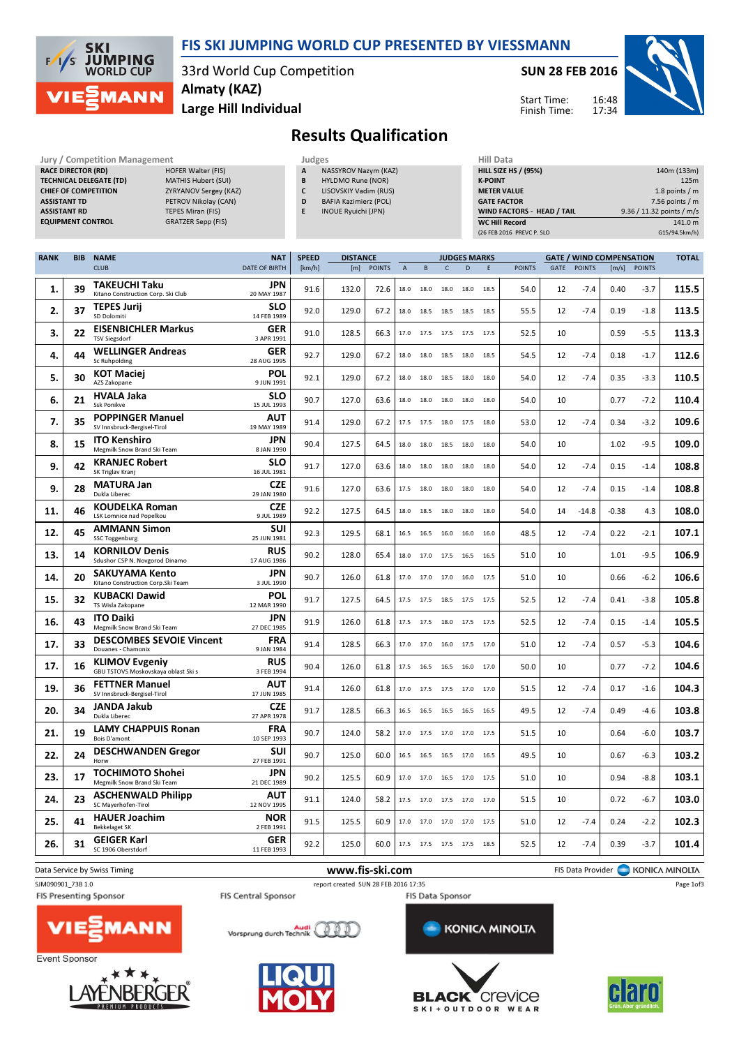# FIS SKI JUMPING WORLD CUP PRESENTED BY VIESSMANN

33rd World Cup Competition
Almaty (KAZ)
Large Hill Individual

**SUN 28 FEB 2016**

Start Time: 16:48
Finish Time: 17:34

## Results Qualification

| Jury / Competition Management | |
|---|---|
| RACE DIRECTOR (RD) | HOFER Walter (FIS) |
| TECHNICAL DELEGATE (TD) | MATHIS Hubert (SUI) |
| CHIEF OF COMPETITION | ZYRYANOV Sergey (KAZ) |
| ASSISTANT TD | PETROV Nikolay (CAN) |
| ASSISTANT RD | TEPES Miran (FIS) |
| EQUIPMENT CONTROL | GRATZER Sepp (FIS) |

| Judges | |
|---|---|
| A | NASSYROV Nazym (KAZ) |
| B | HYLDMO Rune (NOR) |
| C | LISOVSKIY Vadim (RUS) |
| D | BAFIA Kazimierz (POL) |
| E | INOUE Ryuichi (JPN) |

| Hill Data | |
|---|---|
| HILL SIZE HS / (95%) | 140m (133m) |
| K-POINT | 125m |
| METER VALUE | 1.8 points / m |
| GATE FACTOR | 7.56 points / m |
| WIND FACTORS - HEAD / TAIL | 9.36 / 11.32 points / m/s |
| WC Hill Record | 141.0 m |
| (26 FEB 2016 PREVC P. SLO | G15/94.5km/h) |

| RANK | BIB | NAME / CLUB | NAT / DATE OF BIRTH | SPEED [km/h] | DISTANCE [m] | DISTANCE POINTS | A | B | C | D | E | JUDGES POINTS | GATE | GATE POINTS | WIND [m/s] | WIND POINTS | TOTAL |
|---|---|---|---|---|---|---|---|---|---|---|---|---|---|---|---|---|---|
| 1. | 39 | TAKEUCHI Taku / Kitano Construction Corp. Ski Club | JPN / 20 MAY 1987 | 91.6 | 132.0 | 72.6 | 18.0 | 18.0 | 18.0 | 18.0 | 18.5 | 54.0 | 12 | -7.4 | 0.40 | -3.7 | 115.5 |
| 2. | 37 | TEPES Jurij / SD Dolomiti | SLO / 14 FEB 1989 | 92.0 | 129.0 | 67.2 | 18.0 | 18.5 | 18.5 | 18.5 | 18.5 | 55.5 | 12 | -7.4 | 0.19 | -1.8 | 113.5 |
| 3. | 22 | EISENBICHLER Markus / TSV Siegsdorf | GER / 3 APR 1991 | 91.0 | 128.5 | 66.3 | 17.0 | 17.5 | 17.5 | 17.5 | 17.5 | 52.5 | 10 | | 0.59 | -5.5 | 113.3 |
| 4. | 44 | WELLINGER Andreas / Sc Ruhpolding | GER / 28 AUG 1995 | 92.7 | 129.0 | 67.2 | 18.0 | 18.0 | 18.5 | 18.0 | 18.5 | 54.5 | 12 | -7.4 | 0.18 | -1.7 | 112.6 |
| 5. | 30 | KOT Maciej / AZS Zakopane | POL / 9 JUN 1991 | 92.1 | 129.0 | 67.2 | 18.0 | 18.0 | 18.5 | 18.0 | 18.0 | 54.0 | 12 | -7.4 | 0.35 | -3.3 | 110.5 |
| 6. | 21 | HVALA Jaka / Ssk Ponikve | SLO / 15 JUL 1993 | 90.7 | 127.0 | 63.6 | 18.0 | 18.0 | 18.0 | 18.0 | 18.0 | 54.0 | 10 | | 0.77 | -7.2 | 110.4 |
| 7. | 35 | POPPINGER Manuel / SV Innsbruck-Bergisel-Tirol | AUT / 19 MAY 1989 | 91.4 | 129.0 | 67.2 | 17.5 | 17.5 | 18.0 | 17.5 | 18.0 | 53.0 | 12 | -7.4 | 0.34 | -3.2 | 109.6 |
| 8. | 15 | ITO Kenshiro / Megmilk Snow Brand Ski Team | JPN / 8 JAN 1990 | 90.4 | 127.5 | 64.5 | 18.0 | 18.0 | 18.5 | 18.0 | 18.0 | 54.0 | 10 | | 1.02 | -9.5 | 109.0 |
| 9. | 42 | KRANJEC Robert / SK Triglav Kranj | SLO / 16 JUL 1981 | 91.7 | 127.0 | 63.6 | 18.0 | 18.0 | 18.0 | 18.0 | 18.0 | 54.0 | 12 | -7.4 | 0.15 | -1.4 | 108.8 |
| 9. | 28 | MATURA Jan / Dukla Liberec | CZE / 29 JAN 1980 | 91.6 | 127.0 | 63.6 | 17.5 | 18.0 | 18.0 | 18.0 | 18.0 | 54.0 | 12 | -7.4 | 0.15 | -1.4 | 108.8 |
| 11. | 46 | KOUDELKA Roman / LSK Lomnice nad Popelkou | CZE / 9 JUL 1989 | 92.2 | 127.5 | 64.5 | 18.0 | 18.5 | 18.0 | 18.0 | 18.0 | 54.0 | 14 | -14.8 | -0.38 | 4.3 | 108.0 |
| 12. | 45 | AMMANN Simon / SSC Toggenburg | SUI / 25 JUN 1981 | 92.3 | 129.5 | 68.1 | 16.5 | 16.5 | 16.0 | 16.0 | 16.0 | 48.5 | 12 | -7.4 | 0.22 | -2.1 | 107.1 |
| 13. | 14 | KORNILOV Denis / Sdushor CSP N. Novgorod Dinamo | RUS / 17 AUG 1986 | 90.2 | 128.0 | 65.4 | 18.0 | 17.0 | 17.5 | 16.5 | 16.5 | 51.0 | 10 | | 1.01 | -9.5 | 106.9 |
| 14. | 20 | SAKUYAMA Kento / Kitano Construction Corp.Ski Team | JPN / 3 JUL 1990 | 90.7 | 126.0 | 61.8 | 17.0 | 17.0 | 17.0 | 16.0 | 17.5 | 51.0 | 10 | | 0.66 | -6.2 | 106.6 |
| 15. | 32 | KUBACKI Dawid / TS Wisla Zakopane | POL / 12 MAR 1990 | 91.7 | 127.5 | 64.5 | 17.5 | 17.5 | 18.5 | 17.5 | 17.5 | 52.5 | 12 | -7.4 | 0.41 | -3.8 | 105.8 |
| 16. | 43 | ITO Daiki / Megmilk Snow Brand Ski Team | JPN / 27 DEC 1985 | 91.9 | 126.0 | 61.8 | 17.5 | 17.5 | 18.0 | 17.5 | 17.5 | 52.5 | 12 | -7.4 | 0.15 | -1.4 | 105.5 |
| 17. | 33 | DESCOMBES SEVOIE Vincent / Douanes - Chamonix | FRA / 9 JAN 1984 | 91.4 | 128.5 | 66.3 | 17.0 | 17.0 | 16.0 | 17.5 | 17.0 | 51.0 | 12 | -7.4 | 0.57 | -5.3 | 104.6 |
| 17. | 16 | KLIMOV Evgeniy / GBU TSTOVS Moskovskaya oblast Ski s | RUS / 3 FEB 1994 | 90.4 | 126.0 | 61.8 | 17.5 | 16.5 | 16.5 | 16.0 | 17.0 | 50.0 | 10 | | 0.77 | -7.2 | 104.6 |
| 19. | 36 | FETTNER Manuel / SV Innsbruck-Bergisel-Tirol | AUT / 17 JUN 1985 | 91.4 | 126.0 | 61.8 | 17.0 | 17.5 | 17.5 | 17.0 | 17.0 | 51.5 | 12 | -7.4 | 0.17 | -1.6 | 104.3 |
| 20. | 34 | JANDA Jakub / Dukla Liberec | CZE / 27 APR 1978 | 91.7 | 128.5 | 66.3 | 16.5 | 16.5 | 16.5 | 16.5 | 16.5 | 49.5 | 12 | -7.4 | 0.49 | -4.6 | 103.8 |
| 21. | 19 | LAMY CHAPPUIS Ronan / Bois D'amont | FRA / 10 SEP 1993 | 90.7 | 124.0 | 58.2 | 17.0 | 17.5 | 17.0 | 17.0 | 17.5 | 51.5 | 10 | | 0.64 | -6.0 | 103.7 |
| 22. | 24 | DESCHWANDEN Gregor / Horw | SUI / 27 FEB 1991 | 90.7 | 125.0 | 60.0 | 16.5 | 16.5 | 16.5 | 17.0 | 16.5 | 49.5 | 10 | | 0.67 | -6.3 | 103.2 |
| 23. | 17 | TOCHIMOTO Shohei / Megmilk Snow Brand Ski Team | JPN / 21 DEC 1989 | 90.2 | 125.5 | 60.9 | 17.0 | 17.0 | 16.5 | 17.0 | 17.5 | 51.0 | 10 | | 0.94 | -8.8 | 103.1 |
| 24. | 23 | ASCHENWALD Philipp / SC Mayerhofen-Tirol | AUT / 12 NOV 1995 | 91.1 | 124.0 | 58.2 | 17.5 | 17.0 | 17.5 | 17.0 | 17.0 | 51.5 | 10 | | 0.72 | -6.7 | 103.0 |
| 25. | 41 | HAUER Joachim / Bekkelaget SK | NOR / 2 FEB 1991 | 91.5 | 125.5 | 60.9 | 17.0 | 17.0 | 17.0 | 17.0 | 17.5 | 51.0 | 12 | -7.4 | 0.24 | -2.2 | 102.3 |
| 26. | 31 | GEIGER Karl / SC 1906 Oberstdorf | GER / 11 FEB 1993 | 92.2 | 125.0 | 60.0 | 17.5 | 17.5 | 17.5 | 17.5 | 18.5 | 52.5 | 12 | -7.4 | 0.39 | -3.7 | 101.4 |

Data Service by Swiss Timing — www.fis-ski.com — FIS Data Provider KONICA MINOLTA

SJM090901_73B 1.0 — report created SUN 28 FEB 2016 17:35

FIS Presenting Sponsor: VIESSMANN — FIS Central Sponsor: Audi — FIS Data Sponsor: KONICA MINOLTA

Event Sponsor: LAYENBERGER, LIQUI MOLY, BLACK crevice, claro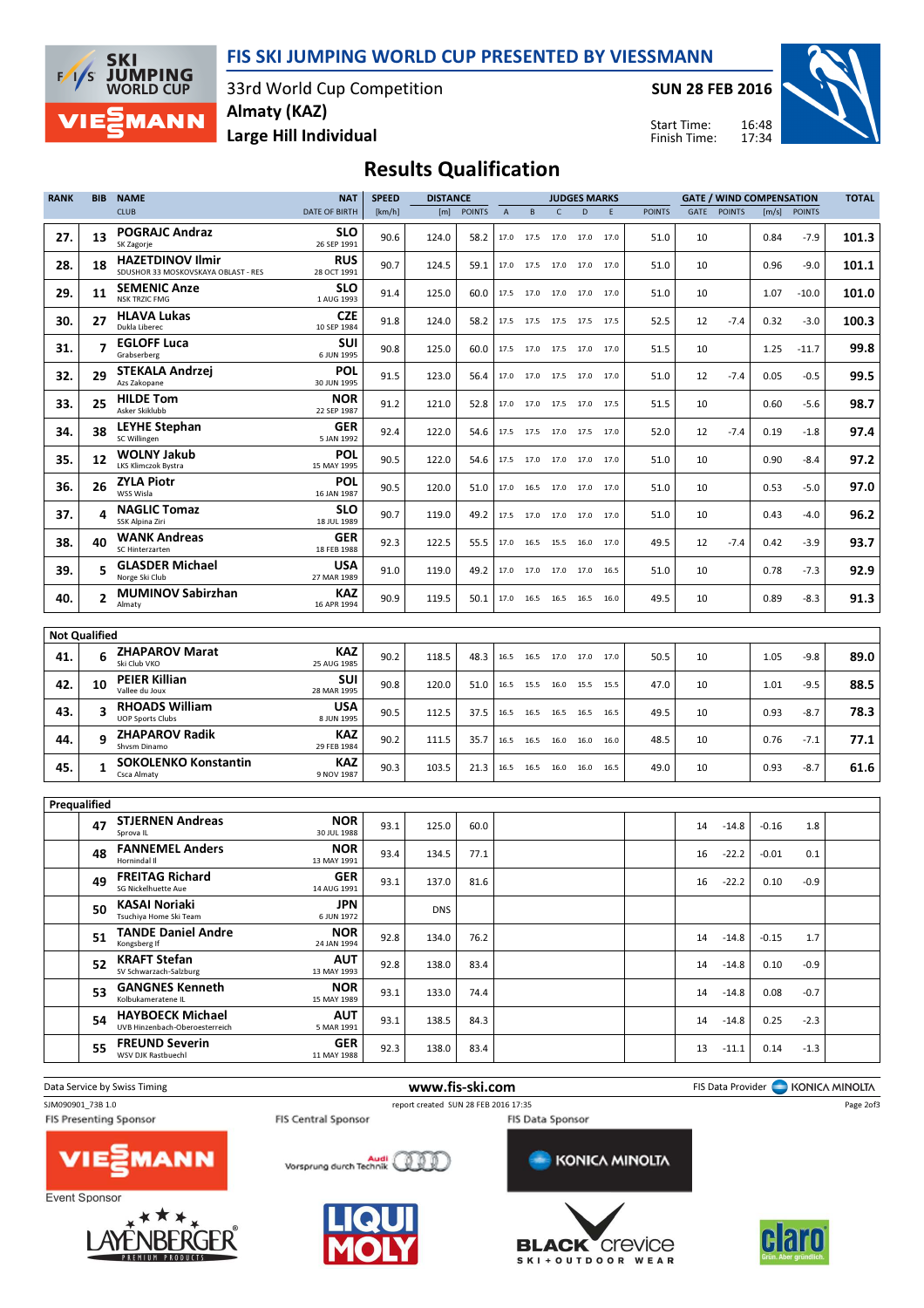# FIS SKI JUMPING WORLD CUP PRESENTED BY VIESSMANN

33rd World Cup Competition
Almaty (KAZ)
Large Hill Individual

**SUN 28 FEB 2016**

Start Time: 16:48
Finish Time: 17:34

## Results Qualification

| RANK | BIB | NAME / CLUB | NAT / DATE OF BIRTH | SPEED [km/h] | DISTANCE [m] | DISTANCE POINTS | A | B | C | D | E | JUDGES POINTS | GATE | GATE POINTS | WIND [m/s] | WIND POINTS | TOTAL |
|---|---|---|---|---|---|---|---|---|---|---|---|---|---|---|---|---|---|
| 27. | 13 | POGRAJC Andraz<br>SK Zagorje | SLO<br>26 SEP 1991 | 90.6 | 124.0 | 58.2 | 17.0 | 17.5 | 17.0 | 17.0 | 17.0 | 51.0 | 10 | | 0.84 | -7.9 | 101.3 |
| 28. | 18 | HAZETDINOV Ilmir<br>SDUSHOR 33 MOSKOVSKAYA OBLAST - RES | RUS<br>28 OCT 1991 | 90.7 | 124.5 | 59.1 | 17.0 | 17.5 | 17.0 | 17.0 | 17.0 | 51.0 | 10 | | 0.96 | -9.0 | 101.1 |
| 29. | 11 | SEMENIC Anze<br>NSK TRZIC FMG | SLO<br>1 AUG 1993 | 91.4 | 125.0 | 60.0 | 17.5 | 17.0 | 17.0 | 17.0 | 17.0 | 51.0 | 10 | | 1.07 | -10.0 | 101.0 |
| 30. | 27 | HLAVA Lukas<br>Dukla Liberec | CZE<br>10 SEP 1984 | 91.8 | 124.0 | 58.2 | 17.5 | 17.5 | 17.5 | 17.5 | 17.5 | 52.5 | 12 | -7.4 | 0.32 | -3.0 | 100.3 |
| 31. | 7 | EGLOFF Luca<br>Grabserberg | SUI<br>6 JUN 1995 | 90.8 | 125.0 | 60.0 | 17.5 | 17.0 | 17.5 | 17.0 | 17.0 | 51.5 | 10 | | 1.25 | -11.7 | 99.8 |
| 32. | 29 | STEKALA Andrzej<br>Azs Zakopane | POL<br>30 JUN 1995 | 91.5 | 123.0 | 56.4 | 17.0 | 17.0 | 17.5 | 17.0 | 17.0 | 51.0 | 12 | -7.4 | 0.05 | -0.5 | 99.5 |
| 33. | 25 | HILDE Tom<br>Asker Skiklubb | NOR<br>22 SEP 1987 | 91.2 | 121.0 | 52.8 | 17.0 | 17.0 | 17.5 | 17.0 | 17.5 | 51.5 | 10 | | 0.60 | -5.6 | 98.7 |
| 34. | 38 | LEYHE Stephan<br>SC Willingen | GER<br>5 JAN 1992 | 92.4 | 122.0 | 54.6 | 17.5 | 17.5 | 17.0 | 17.5 | 17.0 | 52.0 | 12 | -7.4 | 0.19 | -1.8 | 97.4 |
| 35. | 12 | WOLNY Jakub<br>LKS Klimczok Bystra | POL<br>15 MAY 1995 | 90.5 | 122.0 | 54.6 | 17.5 | 17.0 | 17.0 | 17.0 | 17.0 | 51.0 | 10 | | 0.90 | -8.4 | 97.2 |
| 36. | 26 | ZYLA Piotr<br>WSS Wisla | POL<br>16 JAN 1987 | 90.5 | 120.0 | 51.0 | 17.0 | 16.5 | 17.0 | 17.0 | 17.0 | 51.0 | 10 | | 0.53 | -5.0 | 97.0 |
| 37. | 4 | NAGLIC Tomaz<br>SSK Alpina Ziri | SLO<br>18 JUL 1989 | 90.7 | 119.0 | 49.2 | 17.5 | 17.0 | 17.0 | 17.0 | 17.0 | 51.0 | 10 | | 0.43 | -4.0 | 96.2 |
| 38. | 40 | WANK Andreas<br>SC Hinterzarten | GER<br>18 FEB 1988 | 92.3 | 122.5 | 55.5 | 17.0 | 16.5 | 15.5 | 16.0 | 17.0 | 49.5 | 12 | -7.4 | 0.42 | -3.9 | 93.7 |
| 39. | 5 | GLASDER Michael<br>Norge Ski Club | USA<br>27 MAR 1989 | 91.0 | 119.0 | 49.2 | 17.0 | 17.0 | 17.0 | 17.0 | 16.5 | 51.0 | 10 | | 0.78 | -7.3 | 92.9 |
| 40. | 2 | MUMINOV Sabirzhan<br>Almaty | KAZ<br>16 APR 1994 | 90.9 | 119.5 | 50.1 | 17.0 | 16.5 | 16.5 | 16.5 | 16.0 | 49.5 | 10 | | 0.89 | -8.3 | 91.3 |

**Not Qualified**

| RANK | BIB | NAME / CLUB | NAT / DATE OF BIRTH | SPEED [km/h] | DISTANCE [m] | DISTANCE POINTS | A | B | C | D | E | JUDGES POINTS | GATE | GATE POINTS | WIND [m/s] | WIND POINTS | TOTAL |
|---|---|---|---|---|---|---|---|---|---|---|---|---|---|---|---|---|---|
| 41. | 6 | ZHAPAROV Marat<br>Ski Club VKO | KAZ<br>25 AUG 1985 | 90.2 | 118.5 | 48.3 | 16.5 | 16.5 | 17.0 | 17.0 | 17.0 | 50.5 | 10 | | 1.05 | -9.8 | 89.0 |
| 42. | 10 | PEIER Killian<br>Vallee du Joux | SUI<br>28 MAR 1995 | 90.8 | 120.0 | 51.0 | 16.5 | 15.5 | 16.0 | 15.5 | 15.5 | 47.0 | 10 | | 1.01 | -9.5 | 88.5 |
| 43. | 3 | RHOADS William<br>UOP Sports Clubs | USA<br>8 JUN 1995 | 90.5 | 112.5 | 37.5 | 16.5 | 16.5 | 16.5 | 16.5 | 16.5 | 49.5 | 10 | | 0.93 | -8.7 | 78.3 |
| 44. | 9 | ZHAPAROV Radik<br>Shvsm Dinamo | KAZ<br>29 FEB 1984 | 90.2 | 111.5 | 35.7 | 16.5 | 16.5 | 16.0 | 16.0 | 16.0 | 48.5 | 10 | | 0.76 | -7.1 | 77.1 |
| 45. | 1 | SOKOLENKO Konstantin<br>Csca Almaty | KAZ<br>9 NOV 1987 | 90.3 | 103.5 | 21.3 | 16.5 | 16.5 | 16.0 | 16.0 | 16.5 | 49.0 | 10 | | 0.93 | -8.7 | 61.6 |

**Prequalified**

| RANK | BIB | NAME / CLUB | NAT / DATE OF BIRTH | SPEED [km/h] | DISTANCE [m] | DISTANCE POINTS | A | B | C | D | E | JUDGES POINTS | GATE | GATE POINTS | WIND [m/s] | WIND POINTS | TOTAL |
|---|---|---|---|---|---|---|---|---|---|---|---|---|---|---|---|---|---|
| | 47 | STJERNEN Andreas<br>Sprova IL | NOR<br>30 JUL 1988 | 93.1 | 125.0 | 60.0 | | | | | | | 14 | -14.8 | -0.16 | 1.8 | |
| | 48 | FANNEMEL Anders<br>Hornindal Il | NOR<br>13 MAY 1991 | 93.4 | 134.5 | 77.1 | | | | | | | 16 | -22.2 | -0.01 | 0.1 | |
| | 49 | FREITAG Richard<br>SG Nickelhuette Aue | GER<br>14 AUG 1991 | 93.1 | 137.0 | 81.6 | | | | | | | 16 | -22.2 | 0.10 | -0.9 | |
| | 50 | KASAI Noriaki<br>Tsuchiya Home Ski Team | JPN<br>6 JUN 1972 | | DNS | | | | | | | | | | | | |
| | 51 | TANDE Daniel Andre<br>Kongsberg If | NOR<br>24 JAN 1994 | 92.8 | 134.0 | 76.2 | | | | | | | 14 | -14.8 | -0.15 | 1.7 | |
| | 52 | KRAFT Stefan<br>SV Schwarzach-Salzburg | AUT<br>13 MAY 1993 | 92.8 | 138.0 | 83.4 | | | | | | | 14 | -14.8 | 0.10 | -0.9 | |
| | 53 | GANGNES Kenneth<br>Kolbukameratene IL | NOR<br>15 MAY 1989 | 93.1 | 133.0 | 74.4 | | | | | | | 14 | -14.8 | 0.08 | -0.7 | |
| | 54 | HAYBOECK Michael<br>UVB Hinzenbach-Oberoesterreich | AUT<br>5 MAR 1991 | 93.1 | 138.5 | 84.3 | | | | | | | 14 | -14.8 | 0.25 | -2.3 | |
| | 55 | FREUND Severin<br>WSV DJK Rastbuechl | GER<br>11 MAY 1988 | 92.3 | 138.0 | 83.4 | | | | | | | 13 | -11.1 | 0.14 | -1.3 | |

Data Service by Swiss Timing — www.fis-ski.com — FIS Data Provider KONICA MINOLTA

SJM090901_73B 1.0 — report created SUN 28 FEB 2016 17:35

FIS Presenting Sponsor: VIESSMANN — FIS Central Sponsor: Audi — FIS Data Sponsor: KONICA MINOLTA

Event Sponsor: LAYENBERGER, LIQUI MOLY, BLACK crevice, claro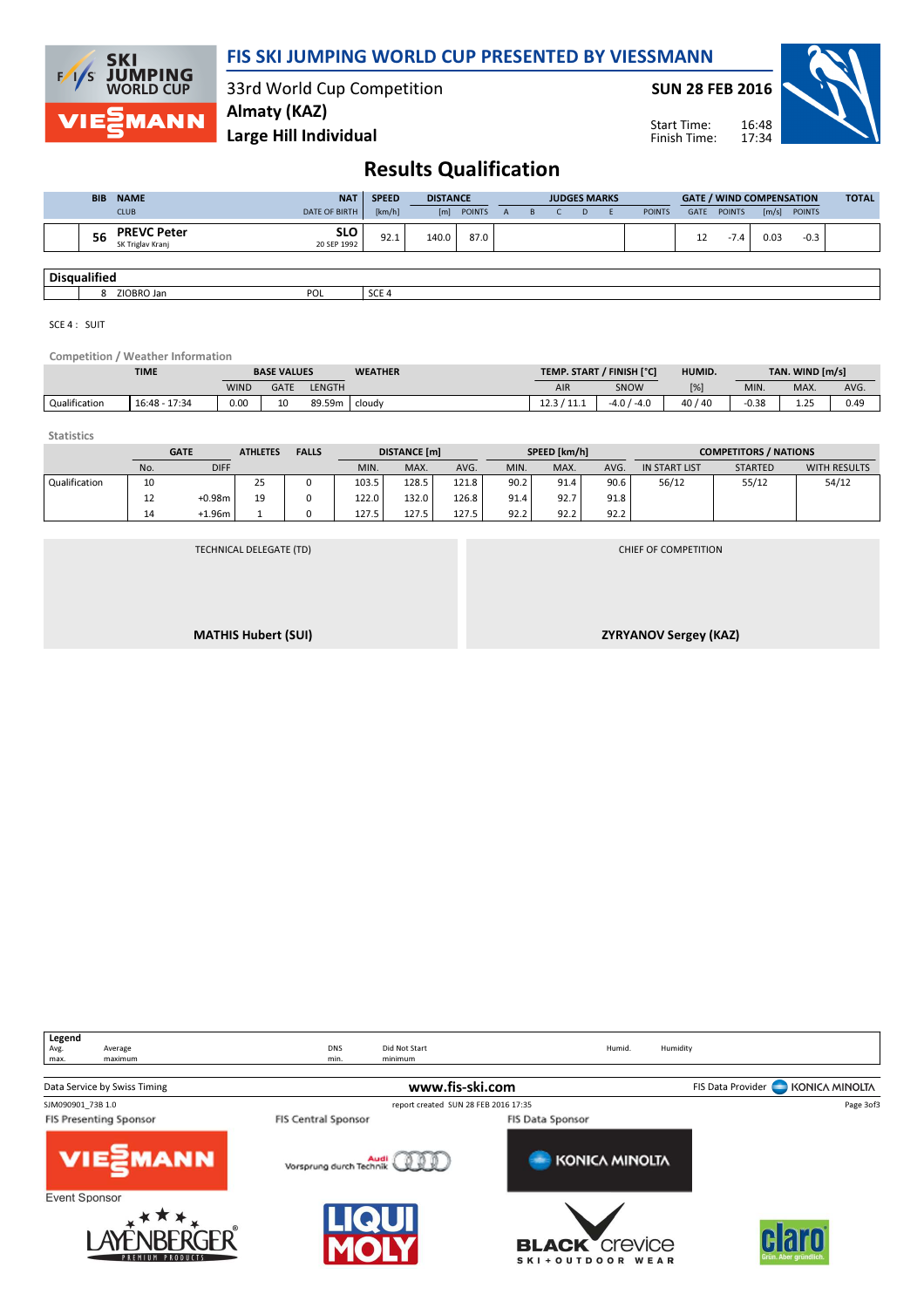# FIS SKI JUMPING WORLD CUP PRESENTED BY VIESSMANN

33rd World Cup Competition
**Almaty (KAZ)**
**Large Hill Individual**

**SUN 28 FEB 2016**

Start Time: 16:48
Finish Time: 17:34

## Results Qualification

| | BIB | NAME / CLUB | NAT / DATE OF BIRTH | SPEED [km/h] | DISTANCE [m] | DISTANCE POINTS | JUDGES MARKS A | B | C | D | E | POINTS | GATE | GATE POINTS | WIND [m/s] | WIND POINTS | TOTAL |
|---|---|---|---|---|---|---|---|---|---|---|---|---|---|---|---|---|---|
| | 56 | **PREVC Peter** SK Triglav Kranj | **SLO** 20 SEP 1992 | 92.1 | 140.0 | 87.0 | | | | | | | 12 | -7.4 | 0.03 | -0.3 | |

**Disqualified**

| | | | |
|---|---|---|---|
| 8 | ZIOBRO Jan | POL | SCE 4 |

SCE 4 : SUIT

Competition / Weather Information

| TIME | | BASE VALUES WIND | GATE | LENGTH | WEATHER | TEMP. START / FINISH [°C] AIR | SNOW | HUMID. [%] | TAN. WIND [m/s] MIN. | MAX. | AVG. |
|---|---|---|---|---|---|---|---|---|---|---|---|
| Qualification | 16:48 - 17:34 | 0.00 | 10 | 89.59m | cloudy | 12.3 / 11.1 | -4.0 / -4.0 | 40 / 40 | -0.38 | 1.25 | 0.49 |

Statistics

| | GATE No. | DIFF | ATHLETES | FALLS | DISTANCE [m] MIN. | MAX. | AVG. | SPEED [km/h] MIN. | MAX. | AVG. | COMPETITORS / NATIONS IN START LIST | STARTED | WITH RESULTS |
|---|---|---|---|---|---|---|---|---|---|---|---|---|---|
| Qualification | 10 | | 25 | 0 | 103.5 | 128.5 | 121.8 | 90.2 | 91.4 | 90.6 | 56/12 | 55/12 | 54/12 |
| | 12 | +0.98m | 19 | 0 | 122.0 | 132.0 | 126.8 | 91.4 | 92.7 | 91.8 | | | |
| | 14 | +1.96m | 1 | 0 | 127.5 | 127.5 | 127.5 | 92.2 | 92.2 | 92.2 | | | |

TECHNICAL DELEGATE (TD)
**MATHIS Hubert (SUI)**

CHIEF OF COMPETITION
**ZYRYANOV Sergey (KAZ)**

Legend
Avg. Average
max. maximum
DNS Did Not Start
min. minimum
Humid. Humidity

Data Service by Swiss Timing
www.fis-ski.com
FIS Data Provider KONICA MINOLTA
SJM090901_73B 1.0
report created SUN 28 FEB 2016 17:35

FIS Presenting Sponsor
FIS Central Sponsor
FIS Data Sponsor
Event Sponsor